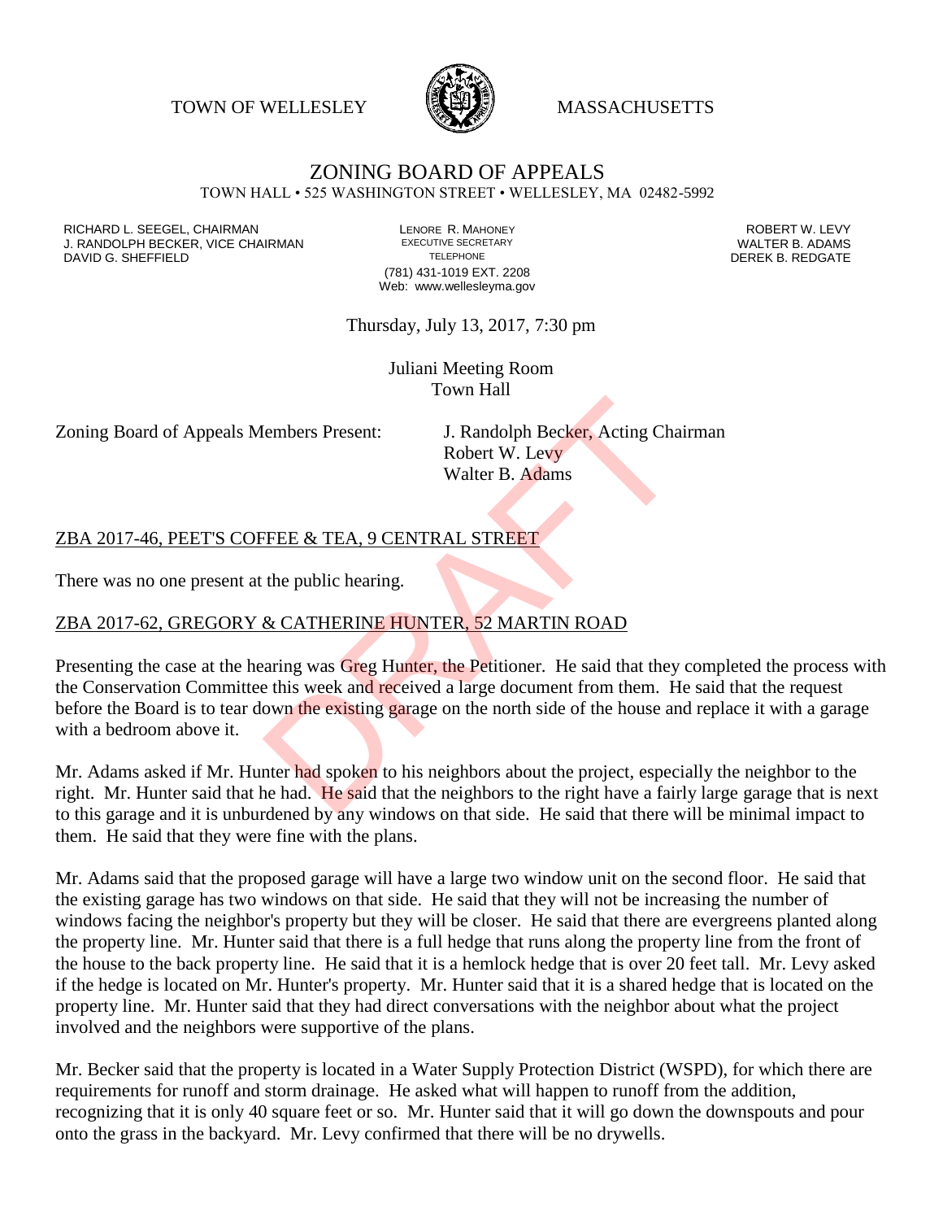TOWN OF WELLESLEY MASSACHUSETTS

# ZONING BOARD OF APPEALS

TOWN HALL • 525 WASHINGTON STREET • WELLESLEY, MA 02482-5992

RICHARD L. SEEGEL, CHAIRMAN
J. RANDOLPH BECKER, VICE CHAIRMAN
DAVID G. SHEFFIELD

LENORE R. MAHONEY
EXECUTIVE SECRETARY
TELEPHONE
(781) 431-1019 EXT. 2208
Web: www.wellesleyma.gov

ROBERT W. LEVY
WALTER B. ADAMS
DEREK B. REDGATE

Thursday, July 13, 2017, 7:30 pm

Juliani Meeting Room
Town Hall

Zoning Board of Appeals Members Present: J. Randolph Becker, Acting Chairman
Robert W. Levy
Walter B. Adams

DRAFT

## ZBA 2017-46, PEET'S COFFEE & TEA, 9 CENTRAL STREET

There was no one present at the public hearing.

## ZBA 2017-62, GREGORY & CATHERINE HUNTER, 52 MARTIN ROAD

Presenting the case at the hearing was Greg Hunter, the Petitioner. He said that they completed the process with the Conservation Committee this week and received a large document from them. He said that the request before the Board is to tear down the existing garage on the north side of the house and replace it with a garage with a bedroom above it.

Mr. Adams asked if Mr. Hunter had spoken to his neighbors about the project, especially the neighbor to the right. Mr. Hunter said that he had. He said that the neighbors to the right have a fairly large garage that is next to this garage and it is unburdened by any windows on that side. He said that there will be minimal impact to them. He said that they were fine with the plans.

Mr. Adams said that the proposed garage will have a large two window unit on the second floor. He said that the existing garage has two windows on that side. He said that they will not be increasing the number of windows facing the neighbor's property but they will be closer. He said that there are evergreens planted along the property line. Mr. Hunter said that there is a full hedge that runs along the property line from the front of the house to the back property line. He said that it is a hemlock hedge that is over 20 feet tall. Mr. Levy asked if the hedge is located on Mr. Hunter's property. Mr. Hunter said that it is a shared hedge that is located on the property line. Mr. Hunter said that they had direct conversations with the neighbor about what the project involved and the neighbors were supportive of the plans.

Mr. Becker said that the property is located in a Water Supply Protection District (WSPD), for which there are requirements for runoff and storm drainage. He asked what will happen to runoff from the addition, recognizing that it is only 40 square feet or so. Mr. Hunter said that it will go down the downspouts and pour onto the grass in the backyard. Mr. Levy confirmed that there will be no drywells.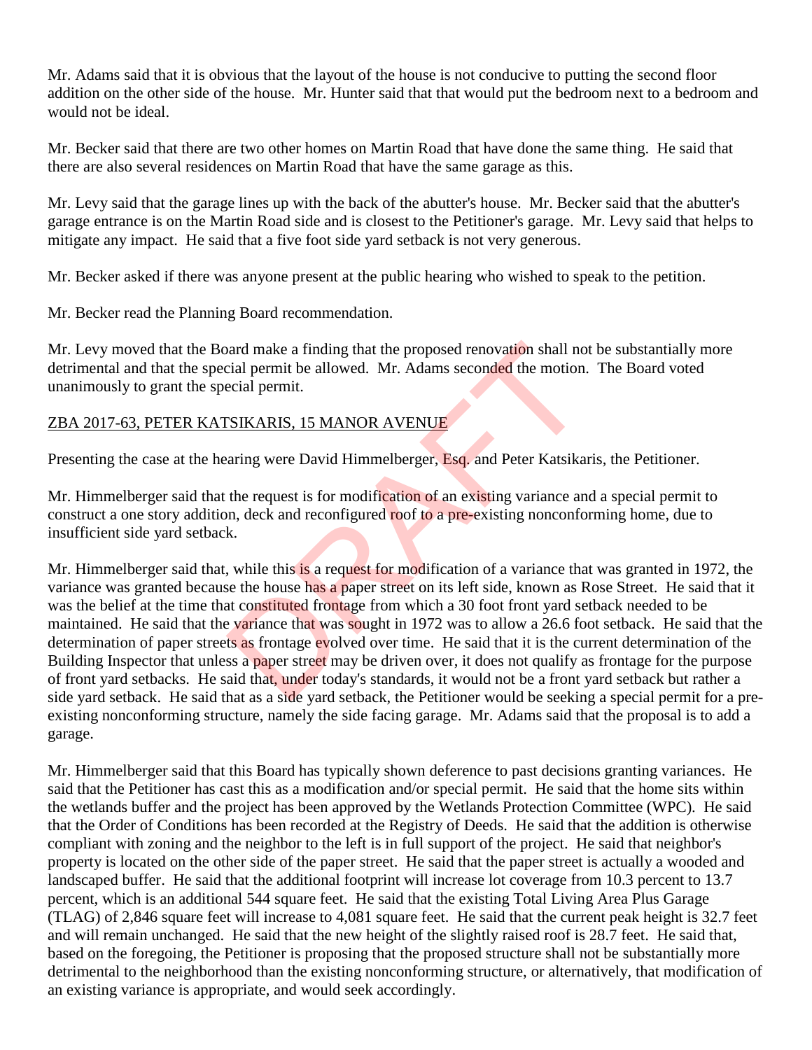Mr. Adams said that it is obvious that the layout of the house is not conducive to putting the second floor addition on the other side of the house. Mr. Hunter said that that would put the bedroom next to a bedroom and would not be ideal.

Mr. Becker said that there are two other homes on Martin Road that have done the same thing. He said that there are also several residences on Martin Road that have the same garage as this.

Mr. Levy said that the garage lines up with the back of the abutter's house. Mr. Becker said that the abutter's garage entrance is on the Martin Road side and is closest to the Petitioner's garage. Mr. Levy said that helps to mitigate any impact. He said that a five foot side yard setback is not very generous.

Mr. Becker asked if there was anyone present at the public hearing who wished to speak to the petition.

Mr. Becker read the Planning Board recommendation.

Mr. Levy moved that the Board make a finding that the proposed renovation shall not be substantially more detrimental and that the special permit be allowed. Mr. Adams seconded the motion. The Board voted unanimously to grant the special permit.

ZBA 2017-63, PETER KATSIKARIS, 15 MANOR AVENUE

Presenting the case at the hearing were David Himmelberger, Esq. and Peter Katsikaris, the Petitioner.

Mr. Himmelberger said that the request is for modification of an existing variance and a special permit to construct a one story addition, deck and reconfigured roof to a pre-existing nonconforming home, due to insufficient side yard setback.

Mr. Himmelberger said that, while this is a request for modification of a variance that was granted in 1972, the variance was granted because the house has a paper street on its left side, known as Rose Street. He said that it was the belief at the time that constituted frontage from which a 30 foot front yard setback needed to be maintained. He said that the variance that was sought in 1972 was to allow a 26.6 foot setback. He said that the determination of paper streets as frontage evolved over time. He said that it is the current determination of the Building Inspector that unless a paper street may be driven over, it does not qualify as frontage for the purpose of front yard setbacks. He said that, under today's standards, it would not be a front yard setback but rather a side yard setback. He said that as a side yard setback, the Petitioner would be seeking a special permit for a pre-existing nonconforming structure, namely the side facing garage. Mr. Adams said that the proposal is to add a garage.

Mr. Himmelberger said that this Board has typically shown deference to past decisions granting variances. He said that the Petitioner has cast this as a modification and/or special permit. He said that the home sits within the wetlands buffer and the project has been approved by the Wetlands Protection Committee (WPC). He said that the Order of Conditions has been recorded at the Registry of Deeds. He said that the addition is otherwise compliant with zoning and the neighbor to the left is in full support of the project. He said that neighbor's property is located on the other side of the paper street. He said that the paper street is actually a wooded and landscaped buffer. He said that the additional footprint will increase lot coverage from 10.3 percent to 13.7 percent, which is an additional 544 square feet. He said that the existing Total Living Area Plus Garage (TLAG) of 2,846 square feet will increase to 4,081 square feet. He said that the current peak height is 32.7 feet and will remain unchanged. He said that the new height of the slightly raised roof is 28.7 feet. He said that, based on the foregoing, the Petitioner is proposing that the proposed structure shall not be substantially more detrimental to the neighborhood than the existing nonconforming structure, or alternatively, that modification of an existing variance is appropriate, and would seek accordingly.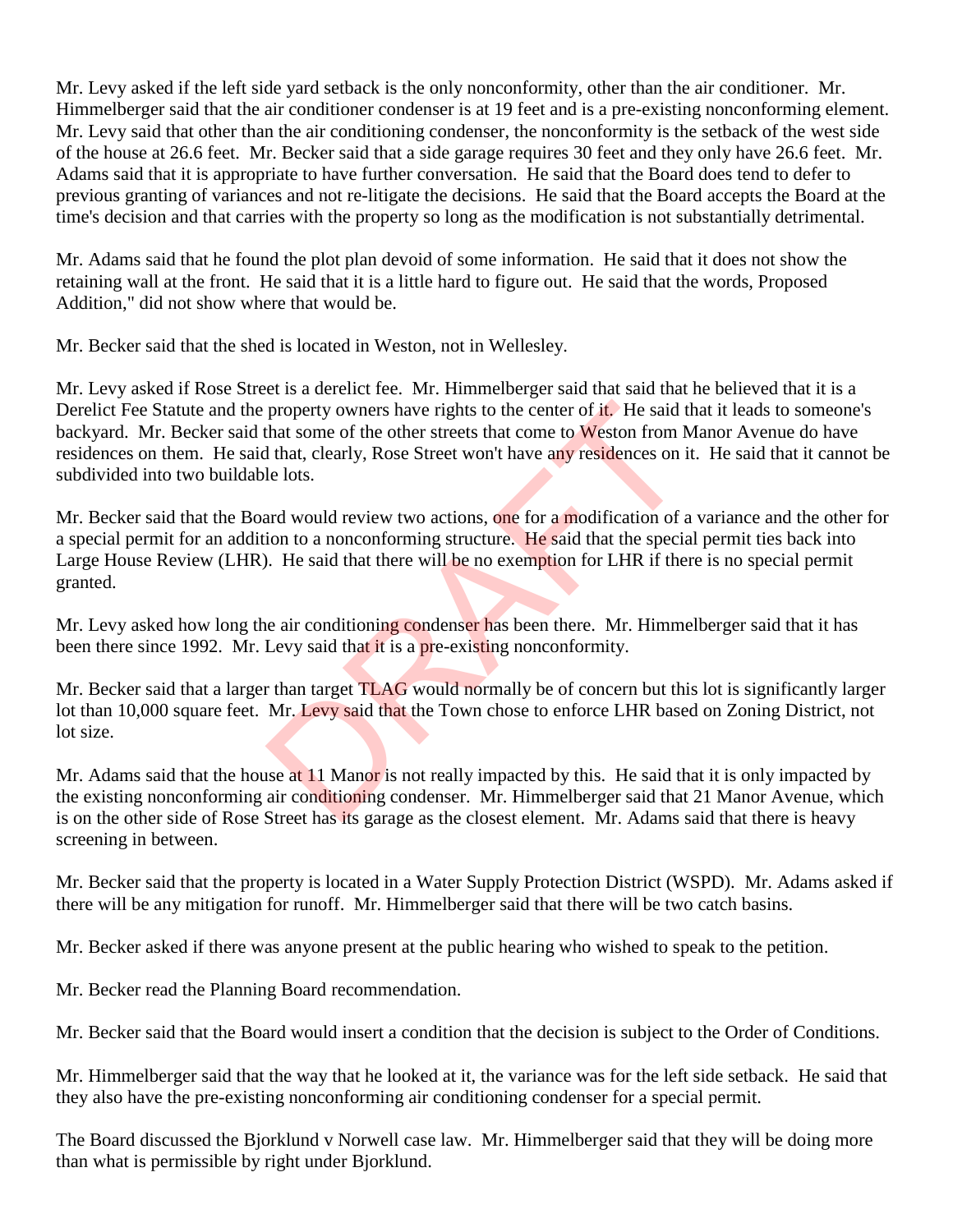Mr. Levy asked if the left side yard setback is the only nonconformity, other than the air conditioner. Mr. Himmelberger said that the air conditioner condenser is at 19 feet and is a pre-existing nonconforming element. Mr. Levy said that other than the air conditioning condenser, the nonconformity is the setback of the west side of the house at 26.6 feet. Mr. Becker said that a side garage requires 30 feet and they only have 26.6 feet. Mr. Adams said that it is appropriate to have further conversation. He said that the Board does tend to defer to previous granting of variances and not re-litigate the decisions. He said that the Board accepts the Board at the time's decision and that carries with the property so long as the modification is not substantially detrimental.

Mr. Adams said that he found the plot plan devoid of some information. He said that it does not show the retaining wall at the front. He said that it is a little hard to figure out. He said that the words, Proposed Addition," did not show where that would be.

Mr. Becker said that the shed is located in Weston, not in Wellesley.

Mr. Levy asked if Rose Street is a derelict fee. Mr. Himmelberger said that said that he believed that it is a Derelict Fee Statute and the property owners have rights to the center of it. He said that it leads to someone's backyard. Mr. Becker said that some of the other streets that come to Weston from Manor Avenue do have residences on them. He said that, clearly, Rose Street won't have any residences on it. He said that it cannot be subdivided into two buildable lots.

Mr. Becker said that the Board would review two actions, one for a modification of a variance and the other for a special permit for an addition to a nonconforming structure. He said that the special permit ties back into Large House Review (LHR). He said that there will be no exemption for LHR if there is no special permit granted.

Mr. Levy asked how long the air conditioning condenser has been there. Mr. Himmelberger said that it has been there since 1992. Mr. Levy said that it is a pre-existing nonconformity.

Mr. Becker said that a larger than target TLAG would normally be of concern but this lot is significantly larger lot than 10,000 square feet. Mr. Levy said that the Town chose to enforce LHR based on Zoning District, not lot size.

Mr. Adams said that the house at 11 Manor is not really impacted by this. He said that it is only impacted by the existing nonconforming air conditioning condenser. Mr. Himmelberger said that 21 Manor Avenue, which is on the other side of Rose Street has its garage as the closest element. Mr. Adams said that there is heavy screening in between.

Mr. Becker said that the property is located in a Water Supply Protection District (WSPD). Mr. Adams asked if there will be any mitigation for runoff. Mr. Himmelberger said that there will be two catch basins.

Mr. Becker asked if there was anyone present at the public hearing who wished to speak to the petition.

Mr. Becker read the Planning Board recommendation.

Mr. Becker said that the Board would insert a condition that the decision is subject to the Order of Conditions.

Mr. Himmelberger said that the way that he looked at it, the variance was for the left side setback. He said that they also have the pre-existing nonconforming air conditioning condenser for a special permit.

The Board discussed the Bjorklund v Norwell case law. Mr. Himmelberger said that they will be doing more than what is permissible by right under Bjorklund.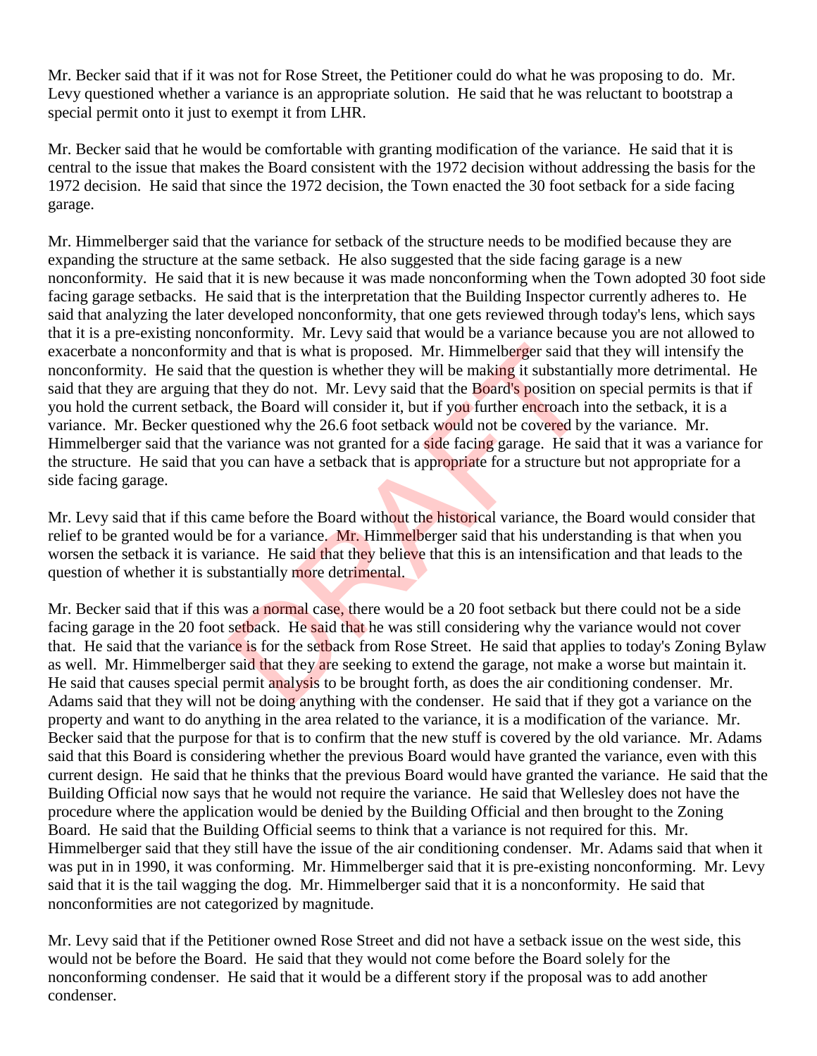Mr. Becker said that if it was not for Rose Street, the Petitioner could do what he was proposing to do. Mr. Levy questioned whether a variance is an appropriate solution. He said that he was reluctant to bootstrap a special permit onto it just to exempt it from LHR.

Mr. Becker said that he would be comfortable with granting modification of the variance. He said that it is central to the issue that makes the Board consistent with the 1972 decision without addressing the basis for the 1972 decision. He said that since the 1972 decision, the Town enacted the 30 foot setback for a side facing garage.

Mr. Himmelberger said that the variance for setback of the structure needs to be modified because they are expanding the structure at the same setback. He also suggested that the side facing garage is a new nonconformity. He said that it is new because it was made nonconforming when the Town adopted 30 foot side facing garage setbacks. He said that is the interpretation that the Building Inspector currently adheres to. He said that analyzing the later developed nonconformity, that one gets reviewed through today's lens, which says that it is a pre-existing nonconformity. Mr. Levy said that would be a variance because you are not allowed to exacerbate a nonconformity and that is what is proposed. Mr. Himmelberger said that they will intensify the nonconformity. He said that the question is whether they will be making it substantially more detrimental. He said that they are arguing that they do not. Mr. Levy said that the Board's position on special permits is that if you hold the current setback, the Board will consider it, but if you further encroach into the setback, it is a variance. Mr. Becker questioned why the 26.6 foot setback would not be covered by the variance. Mr. Himmelberger said that the variance was not granted for a side facing garage. He said that it was a variance for the structure. He said that you can have a setback that is appropriate for a structure but not appropriate for a side facing garage.

Mr. Levy said that if this came before the Board without the historical variance, the Board would consider that relief to be granted would be for a variance. Mr. Himmelberger said that his understanding is that when you worsen the setback it is variance. He said that they believe that this is an intensification and that leads to the question of whether it is substantially more detrimental.

Mr. Becker said that if this was a normal case, there would be a 20 foot setback but there could not be a side facing garage in the 20 foot setback. He said that he was still considering why the variance would not cover that. He said that the variance is for the setback from Rose Street. He said that applies to today's Zoning Bylaw as well. Mr. Himmelberger said that they are seeking to extend the garage, not make a worse but maintain it. He said that causes special permit analysis to be brought forth, as does the air conditioning condenser. Mr. Adams said that they will not be doing anything with the condenser. He said that if they got a variance on the property and want to do anything in the area related to the variance, it is a modification of the variance. Mr. Becker said that the purpose for that is to confirm that the new stuff is covered by the old variance. Mr. Adams said that this Board is considering whether the previous Board would have granted the variance, even with this current design. He said that he thinks that the previous Board would have granted the variance. He said that the Building Official now says that he would not require the variance. He said that Wellesley does not have the procedure where the application would be denied by the Building Official and then brought to the Zoning Board. He said that the Building Official seems to think that a variance is not required for this. Mr. Himmelberger said that they still have the issue of the air conditioning condenser. Mr. Adams said that when it was put in in 1990, it was conforming. Mr. Himmelberger said that it is pre-existing nonconforming. Mr. Levy said that it is the tail wagging the dog. Mr. Himmelberger said that it is a nonconformity. He said that nonconformities are not categorized by magnitude.

Mr. Levy said that if the Petitioner owned Rose Street and did not have a setback issue on the west side, this would not be before the Board. He said that they would not come before the Board solely for the nonconforming condenser. He said that it would be a different story if the proposal was to add another condenser.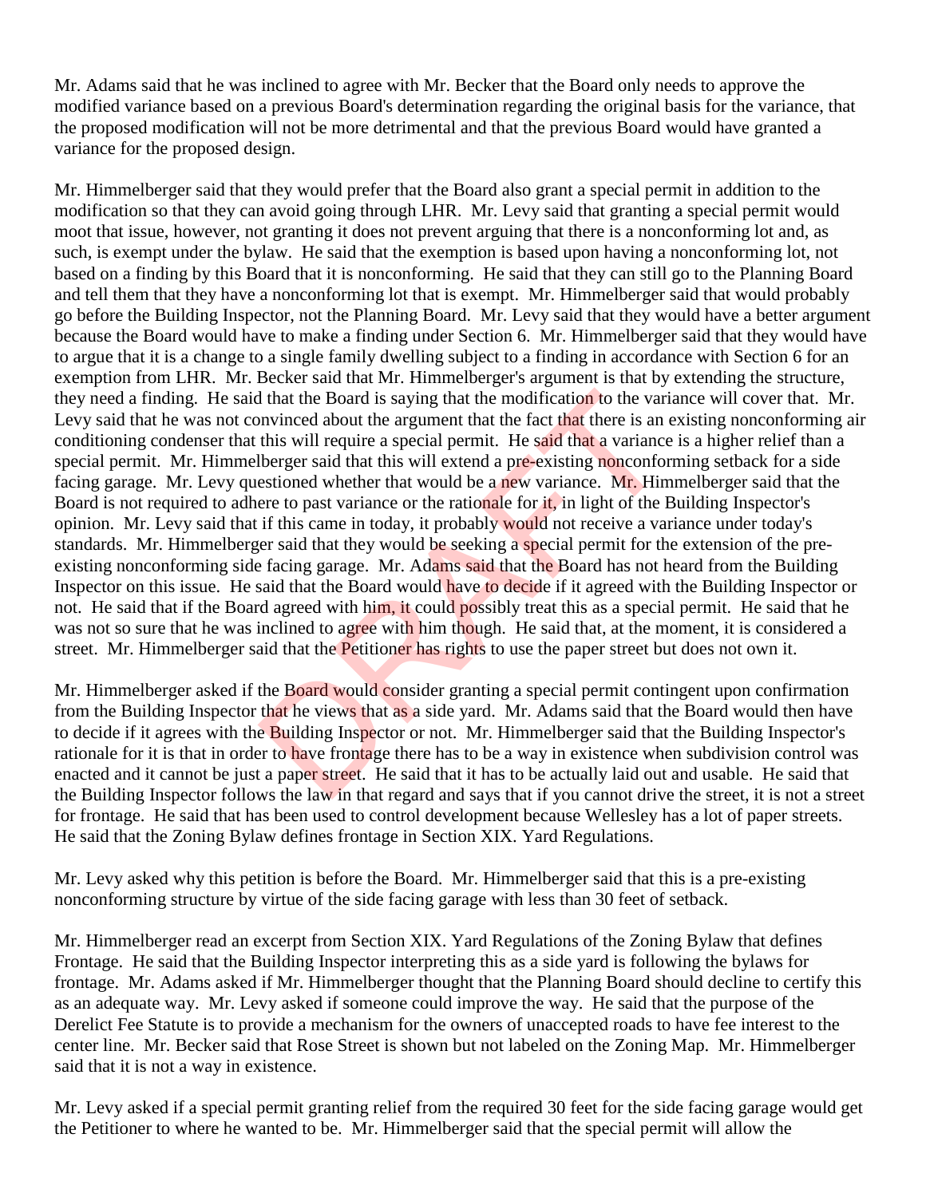Mr. Adams said that he was inclined to agree with Mr. Becker that the Board only needs to approve the modified variance based on a previous Board's determination regarding the original basis for the variance, that the proposed modification will not be more detrimental and that the previous Board would have granted a variance for the proposed design.

Mr. Himmelberger said that they would prefer that the Board also grant a special permit in addition to the modification so that they can avoid going through LHR. Mr. Levy said that granting a special permit would moot that issue, however, not granting it does not prevent arguing that there is a nonconforming lot and, as such, is exempt under the bylaw. He said that the exemption is based upon having a nonconforming lot, not based on a finding by this Board that it is nonconforming. He said that they can still go to the Planning Board and tell them that they have a nonconforming lot that is exempt. Mr. Himmelberger said that would probably go before the Building Inspector, not the Planning Board. Mr. Levy said that they would have a better argument because the Board would have to make a finding under Section 6. Mr. Himmelberger said that they would have to argue that it is a change to a single family dwelling subject to a finding in accordance with Section 6 for an exemption from LHR. Mr. Becker said that Mr. Himmelberger's argument is that by extending the structure, they need a finding. He said that the Board is saying that the modification to the variance will cover that. Mr. Levy said that he was not convinced about the argument that the fact that there is an existing nonconforming air conditioning condenser that this will require a special permit. He said that a variance is a higher relief than a special permit. Mr. Himmelberger said that this will extend a pre-existing nonconforming setback for a side facing garage. Mr. Levy questioned whether that would be a new variance. Mr. Himmelberger said that the Board is not required to adhere to past variance or the rationale for it, in light of the Building Inspector's opinion. Mr. Levy said that if this came in today, it probably would not receive a variance under today's standards. Mr. Himmelberger said that they would be seeking a special permit for the extension of the pre-existing nonconforming side facing garage. Mr. Adams said that the Board has not heard from the Building Inspector on this issue. He said that the Board would have to decide if it agreed with the Building Inspector or not. He said that if the Board agreed with him, it could possibly treat this as a special permit. He said that he was not so sure that he was inclined to agree with him though. He said that, at the moment, it is considered a street. Mr. Himmelberger said that the Petitioner has rights to use the paper street but does not own it.

Mr. Himmelberger asked if the Board would consider granting a special permit contingent upon confirmation from the Building Inspector that he views that as a side yard. Mr. Adams said that the Board would then have to decide if it agrees with the Building Inspector or not. Mr. Himmelberger said that the Building Inspector's rationale for it is that in order to have frontage there has to be a way in existence when subdivision control was enacted and it cannot be just a paper street. He said that it has to be actually laid out and usable. He said that the Building Inspector follows the law in that regard and says that if you cannot drive the street, it is not a street for frontage. He said that has been used to control development because Wellesley has a lot of paper streets. He said that the Zoning Bylaw defines frontage in Section XIX. Yard Regulations.

Mr. Levy asked why this petition is before the Board. Mr. Himmelberger said that this is a pre-existing nonconforming structure by virtue of the side facing garage with less than 30 feet of setback.

Mr. Himmelberger read an excerpt from Section XIX. Yard Regulations of the Zoning Bylaw that defines Frontage. He said that the Building Inspector interpreting this as a side yard is following the bylaws for frontage. Mr. Adams asked if Mr. Himmelberger thought that the Planning Board should decline to certify this as an adequate way. Mr. Levy asked if someone could improve the way. He said that the purpose of the Derelict Fee Statute is to provide a mechanism for the owners of unaccepted roads to have fee interest to the center line. Mr. Becker said that Rose Street is shown but not labeled on the Zoning Map. Mr. Himmelberger said that it is not a way in existence.

Mr. Levy asked if a special permit granting relief from the required 30 feet for the side facing garage would get the Petitioner to where he wanted to be. Mr. Himmelberger said that the special permit will allow the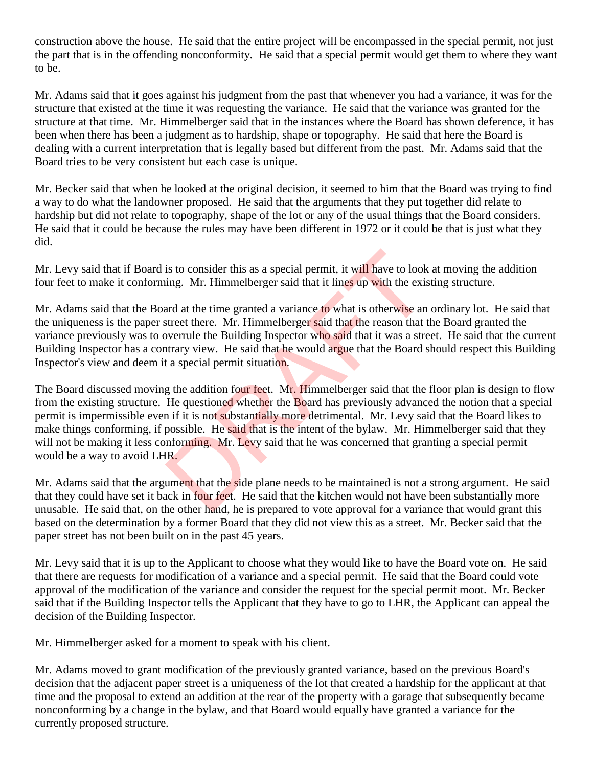construction above the house. He said that the entire project will be encompassed in the special permit, not just the part that is in the offending nonconformity. He said that a special permit would get them to where they want to be.

Mr. Adams said that it goes against his judgment from the past that whenever you had a variance, it was for the structure that existed at the time it was requesting the variance. He said that the variance was granted for the structure at that time. Mr. Himmelberger said that in the instances where the Board has shown deference, it has been when there has been a judgment as to hardship, shape or topography. He said that here the Board is dealing with a current interpretation that is legally based but different from the past. Mr. Adams said that the Board tries to be very consistent but each case is unique.

Mr. Becker said that when he looked at the original decision, it seemed to him that the Board was trying to find a way to do what the landowner proposed. He said that the arguments that they put together did relate to hardship but did not relate to topography, shape of the lot or any of the usual things that the Board considers. He said that it could be because the rules may have been different in 1972 or it could be that is just what they did.

Mr. Levy said that if Board is to consider this as a special permit, it will have to look at moving the addition four feet to make it conforming. Mr. Himmelberger said that it lines up with the existing structure.

Mr. Adams said that the Board at the time granted a variance to what is otherwise an ordinary lot. He said that the uniqueness is the paper street there. Mr. Himmelberger said that the reason that the Board granted the variance previously was to overrule the Building Inspector who said that it was a street. He said that the current Building Inspector has a contrary view. He said that he would argue that the Board should respect this Building Inspector's view and deem it a special permit situation.

The Board discussed moving the addition four feet. Mr. Himmelberger said that the floor plan is design to flow from the existing structure. He questioned whether the Board has previously advanced the notion that a special permit is impermissible even if it is not substantially more detrimental. Mr. Levy said that the Board likes to make things conforming, if possible. He said that is the intent of the bylaw. Mr. Himmelberger said that they will not be making it less conforming. Mr. Levy said that he was concerned that granting a special permit would be a way to avoid LHR.

Mr. Adams said that the argument that the side plane needs to be maintained is not a strong argument. He said that they could have set it back in four feet. He said that the kitchen would not have been substantially more unusable. He said that, on the other hand, he is prepared to vote approval for a variance that would grant this based on the determination by a former Board that they did not view this as a street. Mr. Becker said that the paper street has not been built on in the past 45 years.

Mr. Levy said that it is up to the Applicant to choose what they would like to have the Board vote on. He said that there are requests for modification of a variance and a special permit. He said that the Board could vote approval of the modification of the variance and consider the request for the special permit moot. Mr. Becker said that if the Building Inspector tells the Applicant that they have to go to LHR, the Applicant can appeal the decision of the Building Inspector.

Mr. Himmelberger asked for a moment to speak with his client.

Mr. Adams moved to grant modification of the previously granted variance, based on the previous Board's decision that the adjacent paper street is a uniqueness of the lot that created a hardship for the applicant at that time and the proposal to extend an addition at the rear of the property with a garage that subsequently became nonconforming by a change in the bylaw, and that Board would equally have granted a variance for the currently proposed structure.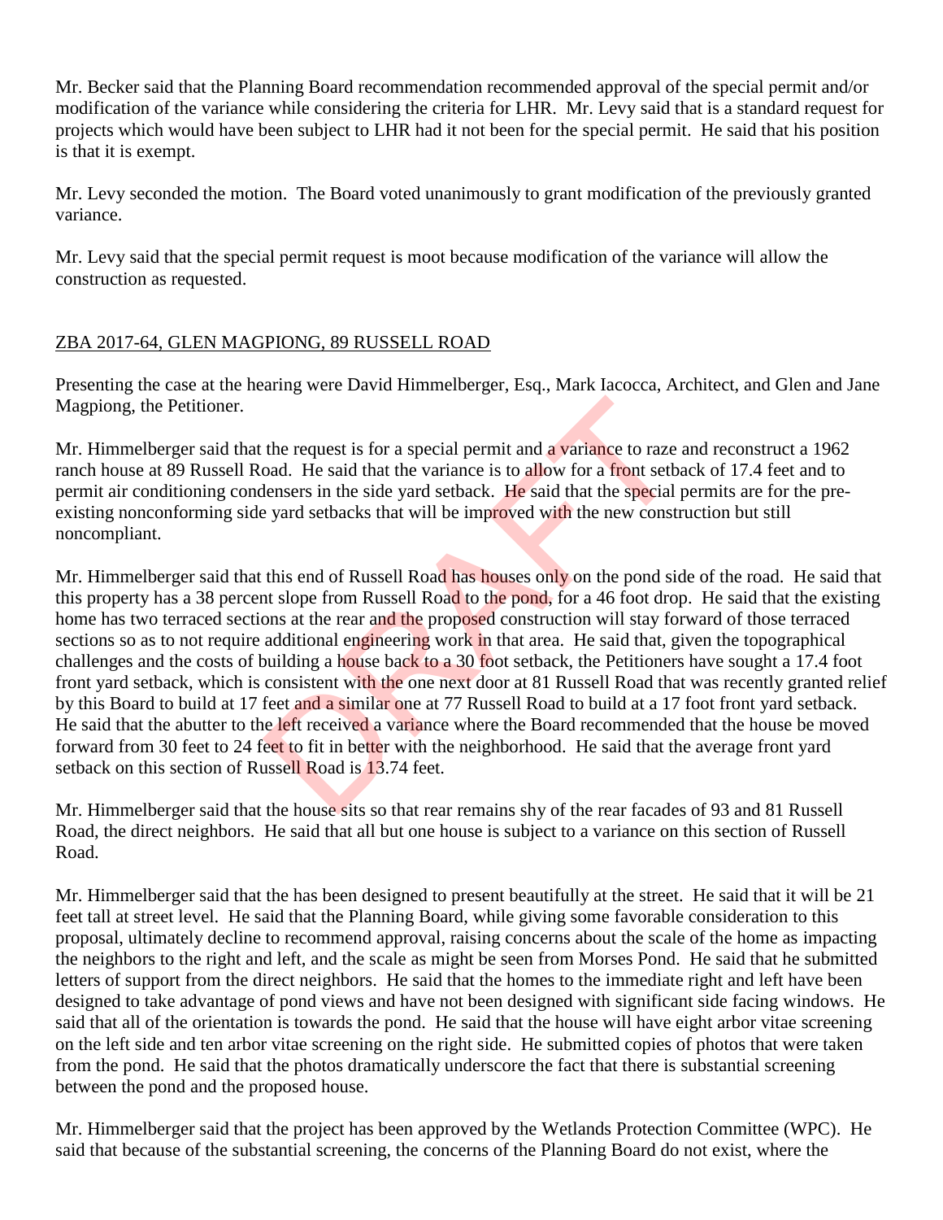Mr. Becker said that the Planning Board recommendation recommended approval of the special permit and/or modification of the variance while considering the criteria for LHR. Mr. Levy said that is a standard request for projects which would have been subject to LHR had it not been for the special permit. He said that his position is that it is exempt.

Mr. Levy seconded the motion. The Board voted unanimously to grant modification of the previously granted variance.

Mr. Levy said that the special permit request is moot because modification of the variance will allow the construction as requested.

ZBA 2017-64, GLEN MAGPIONG, 89 RUSSELL ROAD

Presenting the case at the hearing were David Himmelberger, Esq., Mark Iacocca, Architect, and Glen and Jane Magpiong, the Petitioner.

Mr. Himmelberger said that the request is for a special permit and a variance to raze and reconstruct a 1962 ranch house at 89 Russell Road. He said that the variance is to allow for a front setback of 17.4 feet and to permit air conditioning condensers in the side yard setback. He said that the special permits are for the pre-existing nonconforming side yard setbacks that will be improved with the new construction but still noncompliant.

Mr. Himmelberger said that this end of Russell Road has houses only on the pond side of the road. He said that this property has a 38 percent slope from Russell Road to the pond, for a 46 foot drop. He said that the existing home has two terraced sections at the rear and the proposed construction will stay forward of those terraced sections so as to not require additional engineering work in that area. He said that, given the topographical challenges and the costs of building a house back to a 30 foot setback, the Petitioners have sought a 17.4 foot front yard setback, which is consistent with the one next door at 81 Russell Road that was recently granted relief by this Board to build at 17 feet and a similar one at 77 Russell Road to build at a 17 foot front yard setback. He said that the abutter to the left received a variance where the Board recommended that the house be moved forward from 30 feet to 24 feet to fit in better with the neighborhood. He said that the average front yard setback on this section of Russell Road is 13.74 feet.

Mr. Himmelberger said that the house sits so that rear remains shy of the rear facades of 93 and 81 Russell Road, the direct neighbors. He said that all but one house is subject to a variance on this section of Russell Road.

Mr. Himmelberger said that the has been designed to present beautifully at the street. He said that it will be 21 feet tall at street level. He said that the Planning Board, while giving some favorable consideration to this proposal, ultimately decline to recommend approval, raising concerns about the scale of the home as impacting the neighbors to the right and left, and the scale as might be seen from Morses Pond. He said that he submitted letters of support from the direct neighbors. He said that the homes to the immediate right and left have been designed to take advantage of pond views and have not been designed with significant side facing windows. He said that all of the orientation is towards the pond. He said that the house will have eight arbor vitae screening on the left side and ten arbor vitae screening on the right side. He submitted copies of photos that were taken from the pond. He said that the photos dramatically underscore the fact that there is substantial screening between the pond and the proposed house.

Mr. Himmelberger said that the project has been approved by the Wetlands Protection Committee (WPC). He said that because of the substantial screening, the concerns of the Planning Board do not exist, where the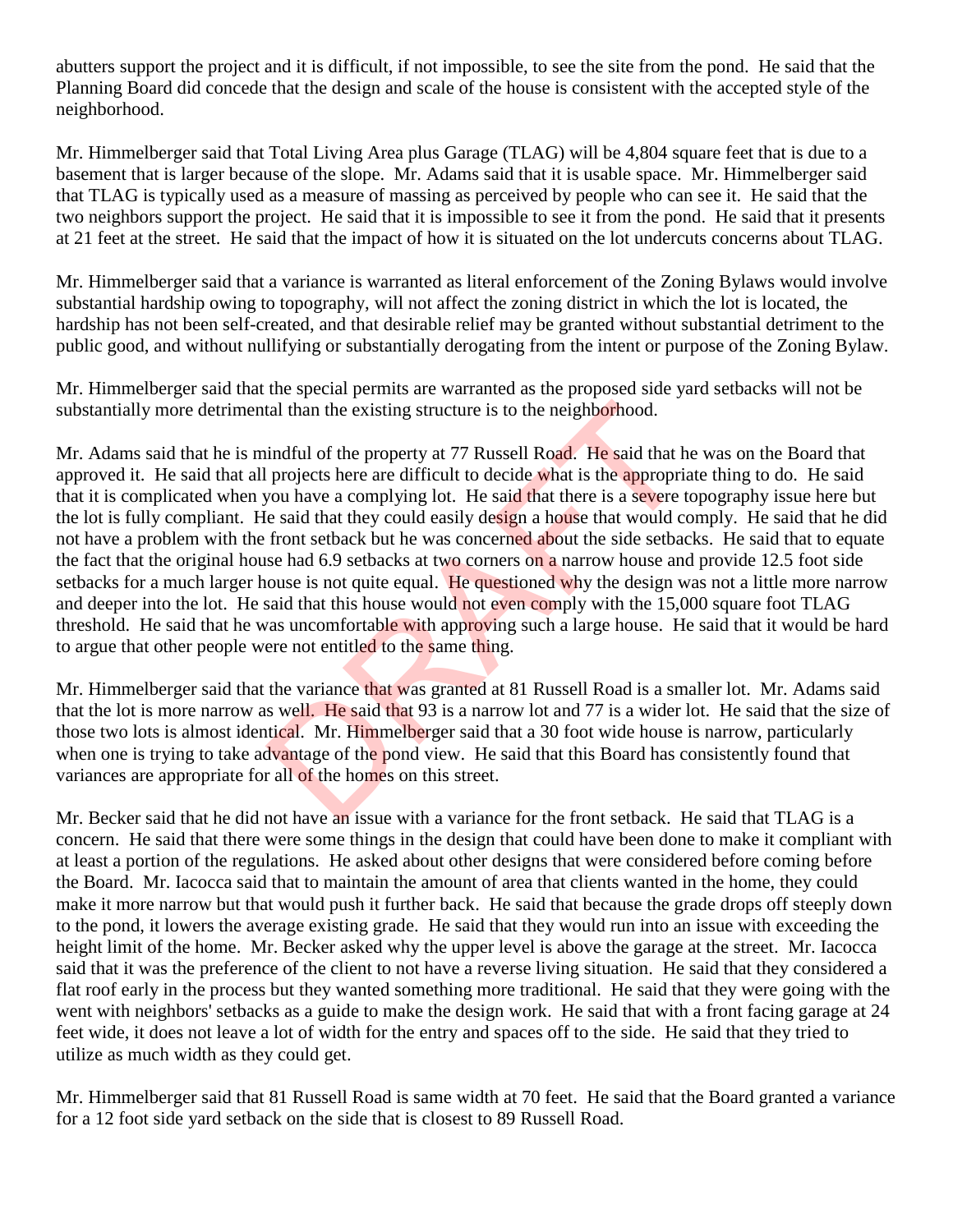abutters support the project and it is difficult, if not impossible, to see the site from the pond. He said that the Planning Board did concede that the design and scale of the house is consistent with the accepted style of the neighborhood.

Mr. Himmelberger said that Total Living Area plus Garage (TLAG) will be 4,804 square feet that is due to a basement that is larger because of the slope. Mr. Adams said that it is usable space. Mr. Himmelberger said that TLAG is typically used as a measure of massing as perceived by people who can see it. He said that the two neighbors support the project. He said that it is impossible to see it from the pond. He said that it presents at 21 feet at the street. He said that the impact of how it is situated on the lot undercuts concerns about TLAG.

Mr. Himmelberger said that a variance is warranted as literal enforcement of the Zoning Bylaws would involve substantial hardship owing to topography, will not affect the zoning district in which the lot is located, the hardship has not been self-created, and that desirable relief may be granted without substantial detriment to the public good, and without nullifying or substantially derogating from the intent or purpose of the Zoning Bylaw.

Mr. Himmelberger said that the special permits are warranted as the proposed side yard setbacks will not be substantially more detrimental than the existing structure is to the neighborhood.

Mr. Adams said that he is mindful of the property at 77 Russell Road. He said that he was on the Board that approved it. He said that all projects here are difficult to decide what is the appropriate thing to do. He said that it is complicated when you have a complying lot. He said that there is a severe topography issue here but the lot is fully compliant. He said that they could easily design a house that would comply. He said that he did not have a problem with the front setback but he was concerned about the side setbacks. He said that to equate the fact that the original house had 6.9 setbacks at two corners on a narrow house and provide 12.5 foot side setbacks for a much larger house is not quite equal. He questioned why the design was not a little more narrow and deeper into the lot. He said that this house would not even comply with the 15,000 square foot TLAG threshold. He said that he was uncomfortable with approving such a large house. He said that it would be hard to argue that other people were not entitled to the same thing.

Mr. Himmelberger said that the variance that was granted at 81 Russell Road is a smaller lot. Mr. Adams said that the lot is more narrow as well. He said that 93 is a narrow lot and 77 is a wider lot. He said that the size of those two lots is almost identical. Mr. Himmelberger said that a 30 foot wide house is narrow, particularly when one is trying to take advantage of the pond view. He said that this Board has consistently found that variances are appropriate for all of the homes on this street.

Mr. Becker said that he did not have an issue with a variance for the front setback. He said that TLAG is a concern. He said that there were some things in the design that could have been done to make it compliant with at least a portion of the regulations. He asked about other designs that were considered before coming before the Board. Mr. Iacocca said that to maintain the amount of area that clients wanted in the home, they could make it more narrow but that would push it further back. He said that because the grade drops off steeply down to the pond, it lowers the average existing grade. He said that they would run into an issue with exceeding the height limit of the home. Mr. Becker asked why the upper level is above the garage at the street. Mr. Iacocca said that it was the preference of the client to not have a reverse living situation. He said that they considered a flat roof early in the process but they wanted something more traditional. He said that they were going with the went with neighbors' setbacks as a guide to make the design work. He said that with a front facing garage at 24 feet wide, it does not leave a lot of width for the entry and spaces off to the side. He said that they tried to utilize as much width as they could get.

Mr. Himmelberger said that 81 Russell Road is same width at 70 feet. He said that the Board granted a variance for a 12 foot side yard setback on the side that is closest to 89 Russell Road.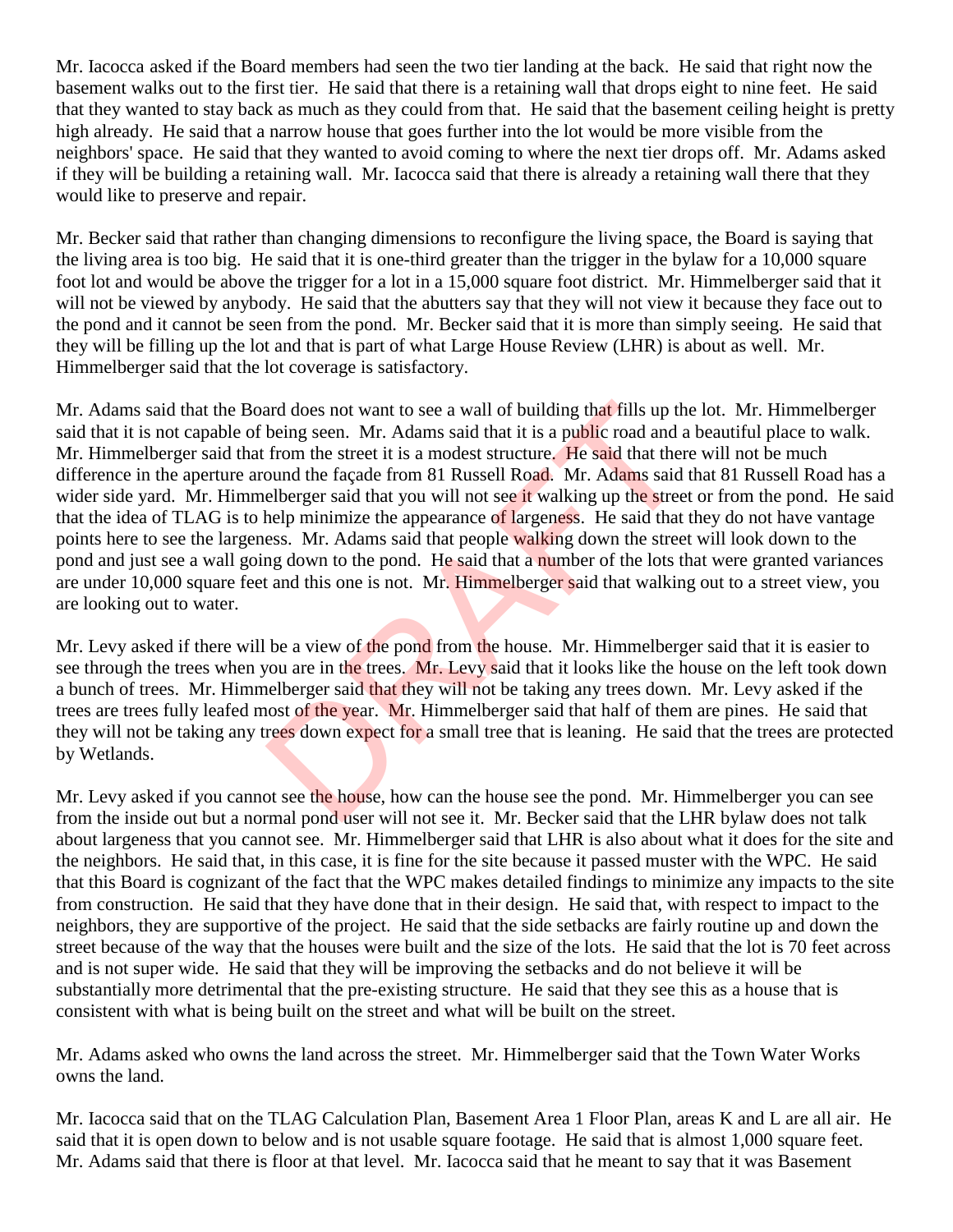Mr. Iacocca asked if the Board members had seen the two tier landing at the back. He said that right now the basement walks out to the first tier. He said that there is a retaining wall that drops eight to nine feet. He said that they wanted to stay back as much as they could from that. He said that the basement ceiling height is pretty high already. He said that a narrow house that goes further into the lot would be more visible from the neighbors' space. He said that they wanted to avoid coming to where the next tier drops off. Mr. Adams asked if they will be building a retaining wall. Mr. Iacocca said that there is already a retaining wall there that they would like to preserve and repair.

Mr. Becker said that rather than changing dimensions to reconfigure the living space, the Board is saying that the living area is too big. He said that it is one-third greater than the trigger in the bylaw for a 10,000 square foot lot and would be above the trigger for a lot in a 15,000 square foot district. Mr. Himmelberger said that it will not be viewed by anybody. He said that the abutters say that they will not view it because they face out to the pond and it cannot be seen from the pond. Mr. Becker said that it is more than simply seeing. He said that they will be filling up the lot and that is part of what Large House Review (LHR) is about as well. Mr. Himmelberger said that the lot coverage is satisfactory.

Mr. Adams said that the Board does not want to see a wall of building that fills up the lot. Mr. Himmelberger said that it is not capable of being seen. Mr. Adams said that it is a public road and a beautiful place to walk. Mr. Himmelberger said that from the street it is a modest structure. He said that there will not be much difference in the aperture around the façade from 81 Russell Road. Mr. Adams said that 81 Russell Road has a wider side yard. Mr. Himmelberger said that you will not see it walking up the street or from the pond. He said that the idea of TLAG is to help minimize the appearance of largeness. He said that they do not have vantage points here to see the largeness. Mr. Adams said that people walking down the street will look down to the pond and just see a wall going down to the pond. He said that a number of the lots that were granted variances are under 10,000 square feet and this one is not. Mr. Himmelberger said that walking out to a street view, you are looking out to water.

Mr. Levy asked if there will be a view of the pond from the house. Mr. Himmelberger said that it is easier to see through the trees when you are in the trees. Mr. Levy said that it looks like the house on the left took down a bunch of trees. Mr. Himmelberger said that they will not be taking any trees down. Mr. Levy asked if the trees are trees fully leafed most of the year. Mr. Himmelberger said that half of them are pines. He said that they will not be taking any trees down expect for a small tree that is leaning. He said that the trees are protected by Wetlands.

Mr. Levy asked if you cannot see the house, how can the house see the pond. Mr. Himmelberger you can see from the inside out but a normal pond user will not see it. Mr. Becker said that the LHR bylaw does not talk about largeness that you cannot see. Mr. Himmelberger said that LHR is also about what it does for the site and the neighbors. He said that, in this case, it is fine for the site because it passed muster with the WPC. He said that this Board is cognizant of the fact that the WPC makes detailed findings to minimize any impacts to the site from construction. He said that they have done that in their design. He said that, with respect to impact to the neighbors, they are supportive of the project. He said that the side setbacks are fairly routine up and down the street because of the way that the houses were built and the size of the lots. He said that the lot is 70 feet across and is not super wide. He said that they will be improving the setbacks and do not believe it will be substantially more detrimental that the pre-existing structure. He said that they see this as a house that is consistent with what is being built on the street and what will be built on the street.

Mr. Adams asked who owns the land across the street. Mr. Himmelberger said that the Town Water Works owns the land.

Mr. Iacocca said that on the TLAG Calculation Plan, Basement Area 1 Floor Plan, areas K and L are all air. He said that it is open down to below and is not usable square footage. He said that is almost 1,000 square feet. Mr. Adams said that there is floor at that level. Mr. Iacocca said that he meant to say that it was Basement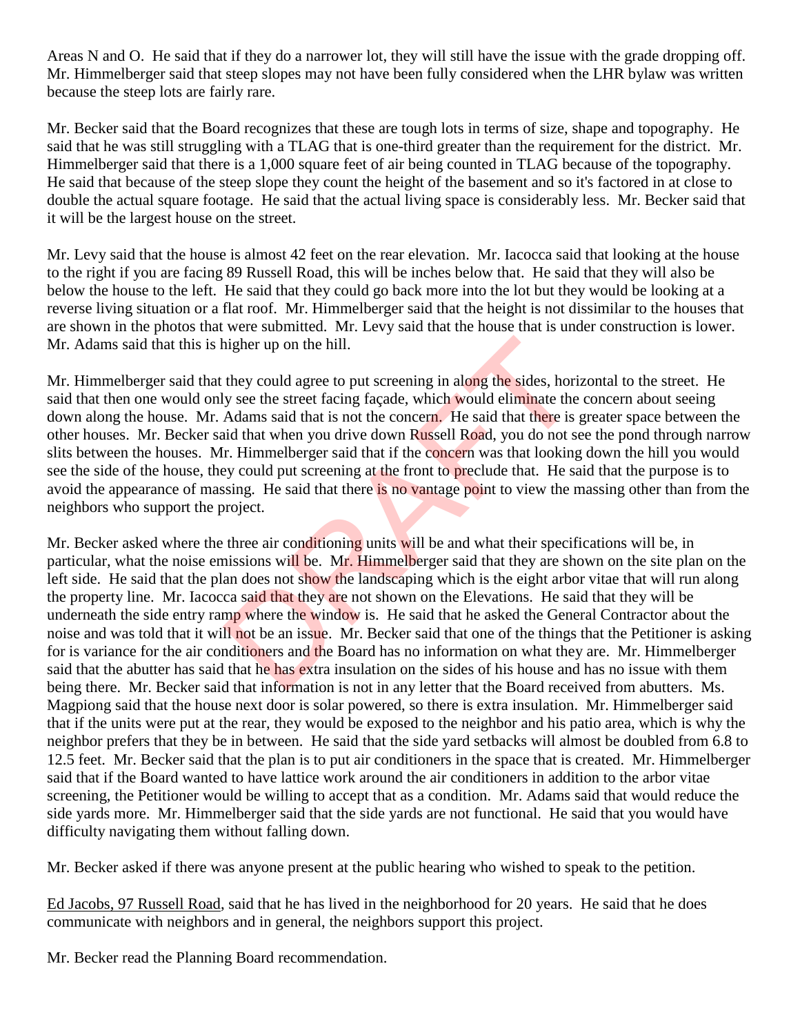Areas N and O. He said that if they do a narrower lot, they will still have the issue with the grade dropping off. Mr. Himmelberger said that steep slopes may not have been fully considered when the LHR bylaw was written because the steep lots are fairly rare.

Mr. Becker said that the Board recognizes that these are tough lots in terms of size, shape and topography. He said that he was still struggling with a TLAG that is one-third greater than the requirement for the district. Mr. Himmelberger said that there is a 1,000 square feet of air being counted in TLAG because of the topography. He said that because of the steep slope they count the height of the basement and so it's factored in at close to double the actual square footage. He said that the actual living space is considerably less. Mr. Becker said that it will be the largest house on the street.

Mr. Levy said that the house is almost 42 feet on the rear elevation. Mr. Iacocca said that looking at the house to the right if you are facing 89 Russell Road, this will be inches below that. He said that they will also be below the house to the left. He said that they could go back more into the lot but they would be looking at a reverse living situation or a flat roof. Mr. Himmelberger said that the height is not dissimilar to the houses that are shown in the photos that were submitted. Mr. Levy said that the house that is under construction is lower. Mr. Adams said that this is higher up on the hill.

Mr. Himmelberger said that they could agree to put screening in along the sides, horizontal to the street. He said that then one would only see the street facing façade, which would eliminate the concern about seeing down along the house. Mr. Adams said that is not the concern. He said that there is greater space between the other houses. Mr. Becker said that when you drive down Russell Road, you do not see the pond through narrow slits between the houses. Mr. Himmelberger said that if the concern was that looking down the hill you would see the side of the house, they could put screening at the front to preclude that. He said that the purpose is to avoid the appearance of massing. He said that there is no vantage point to view the massing other than from the neighbors who support the project.

Mr. Becker asked where the three air conditioning units will be and what their specifications will be, in particular, what the noise emissions will be. Mr. Himmelberger said that they are shown on the site plan on the left side. He said that the plan does not show the landscaping which is the eight arbor vitae that will run along the property line. Mr. Iacocca said that they are not shown on the Elevations. He said that they will be underneath the side entry ramp where the window is. He said that he asked the General Contractor about the noise and was told that it will not be an issue. Mr. Becker said that one of the things that the Petitioner is asking for is variance for the air conditioners and the Board has no information on what they are. Mr. Himmelberger said that the abutter has said that he has extra insulation on the sides of his house and has no issue with them being there. Mr. Becker said that information is not in any letter that the Board received from abutters. Ms. Magpiong said that the house next door is solar powered, so there is extra insulation. Mr. Himmelberger said that if the units were put at the rear, they would be exposed to the neighbor and his patio area, which is why the neighbor prefers that they be in between. He said that the side yard setbacks will almost be doubled from 6.8 to 12.5 feet. Mr. Becker said that the plan is to put air conditioners in the space that is created. Mr. Himmelberger said that if the Board wanted to have lattice work around the air conditioners in addition to the arbor vitae screening, the Petitioner would be willing to accept that as a condition. Mr. Adams said that would reduce the side yards more. Mr. Himmelberger said that the side yards are not functional. He said that you would have difficulty navigating them without falling down.

Mr. Becker asked if there was anyone present at the public hearing who wished to speak to the petition.

<u>Ed Jacobs, 97 Russell Road</u>, said that he has lived in the neighborhood for 20 years. He said that he does communicate with neighbors and in general, the neighbors support this project.

Mr. Becker read the Planning Board recommendation.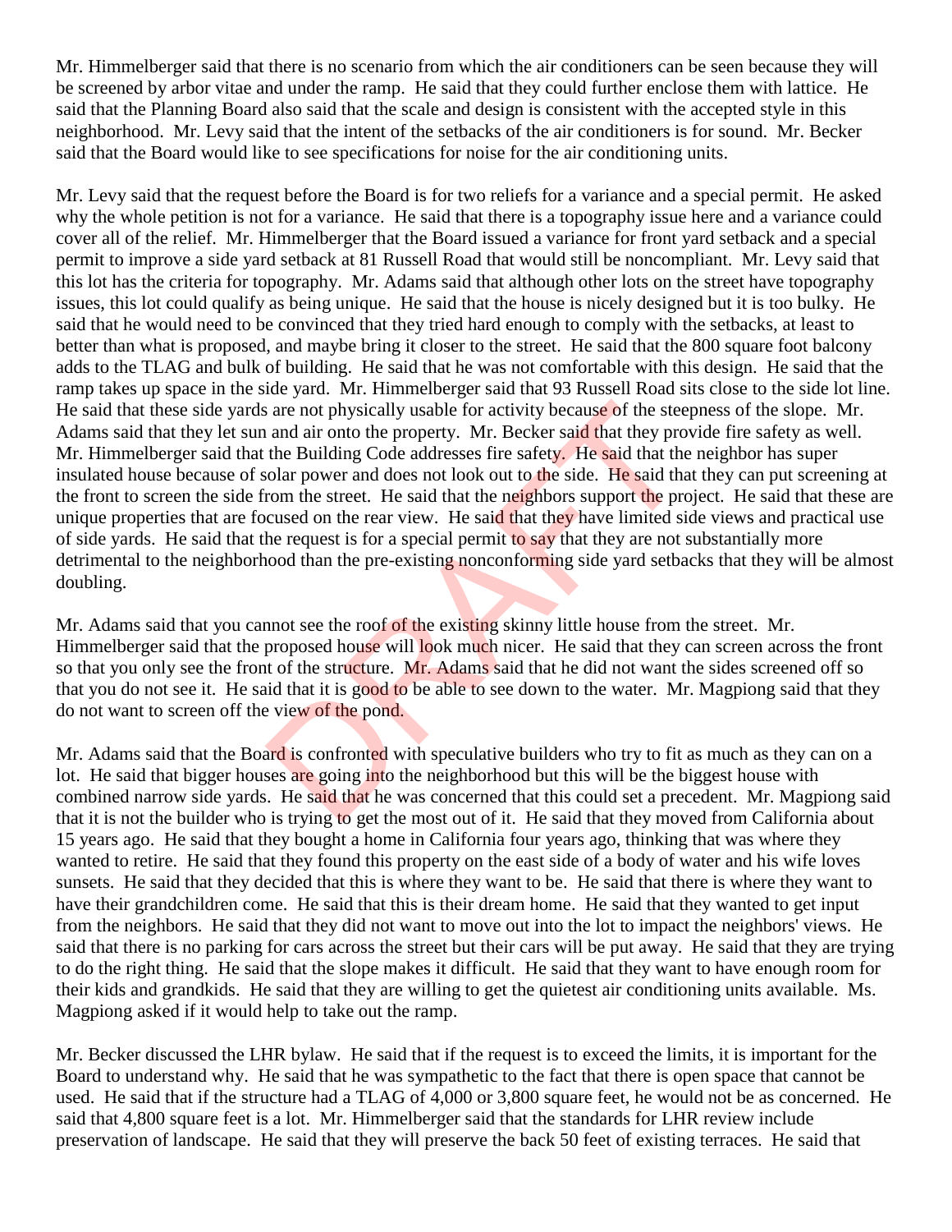Mr. Himmelberger said that there is no scenario from which the air conditioners can be seen because they will be screened by arbor vitae and under the ramp. He said that they could further enclose them with lattice. He said that the Planning Board also said that the scale and design is consistent with the accepted style in this neighborhood. Mr. Levy said that the intent of the setbacks of the air conditioners is for sound. Mr. Becker said that the Board would like to see specifications for noise for the air conditioning units.

Mr. Levy said that the request before the Board is for two reliefs for a variance and a special permit. He asked why the whole petition is not for a variance. He said that there is a topography issue here and a variance could cover all of the relief. Mr. Himmelberger that the Board issued a variance for front yard setback and a special permit to improve a side yard setback at 81 Russell Road that would still be noncompliant. Mr. Levy said that this lot has the criteria for topography. Mr. Adams said that although other lots on the street have topography issues, this lot could qualify as being unique. He said that the house is nicely designed but it is too bulky. He said that he would need to be convinced that they tried hard enough to comply with the setbacks, at least to better than what is proposed, and maybe bring it closer to the street. He said that the 800 square foot balcony adds to the TLAG and bulk of building. He said that he was not comfortable with this design. He said that the ramp takes up space in the side yard. Mr. Himmelberger said that 93 Russell Road sits close to the side lot line. He said that these side yards are not physically usable for activity because of the steepness of the slope. Mr. Adams said that they let sun and air onto the property. Mr. Becker said that they provide fire safety as well. Mr. Himmelberger said that the Building Code addresses fire safety. He said that the neighbor has super insulated house because of solar power and does not look out to the side. He said that they can put screening at the front to screen the side from the street. He said that the neighbors support the project. He said that these are unique properties that are focused on the rear view. He said that they have limited side views and practical use of side yards. He said that the request is for a special permit to say that they are not substantially more detrimental to the neighborhood than the pre-existing nonconforming side yard setbacks that they will be almost doubling.

Mr. Adams said that you cannot see the roof of the existing skinny little house from the street. Mr. Himmelberger said that the proposed house will look much nicer. He said that they can screen across the front so that you only see the front of the structure. Mr. Adams said that he did not want the sides screened off so that you do not see it. He said that it is good to be able to see down to the water. Mr. Magpiong said that they do not want to screen off the view of the pond.

Mr. Adams said that the Board is confronted with speculative builders who try to fit as much as they can on a lot. He said that bigger houses are going into the neighborhood but this will be the biggest house with combined narrow side yards. He said that he was concerned that this could set a precedent. Mr. Magpiong said that it is not the builder who is trying to get the most out of it. He said that they moved from California about 15 years ago. He said that they bought a home in California four years ago, thinking that was where they wanted to retire. He said that they found this property on the east side of a body of water and his wife loves sunsets. He said that they decided that this is where they want to be. He said that there is where they want to have their grandchildren come. He said that this is their dream home. He said that they wanted to get input from the neighbors. He said that they did not want to move out into the lot to impact the neighbors' views. He said that there is no parking for cars across the street but their cars will be put away. He said that they are trying to do the right thing. He said that the slope makes it difficult. He said that they want to have enough room for their kids and grandkids. He said that they are willing to get the quietest air conditioning units available. Ms. Magpiong asked if it would help to take out the ramp.

Mr. Becker discussed the LHR bylaw. He said that if the request is to exceed the limits, it is important for the Board to understand why. He said that he was sympathetic to the fact that there is open space that cannot be used. He said that if the structure had a TLAG of 4,000 or 3,800 square feet, he would not be as concerned. He said that 4,800 square feet is a lot. Mr. Himmelberger said that the standards for LHR review include preservation of landscape. He said that they will preserve the back 50 feet of existing terraces. He said that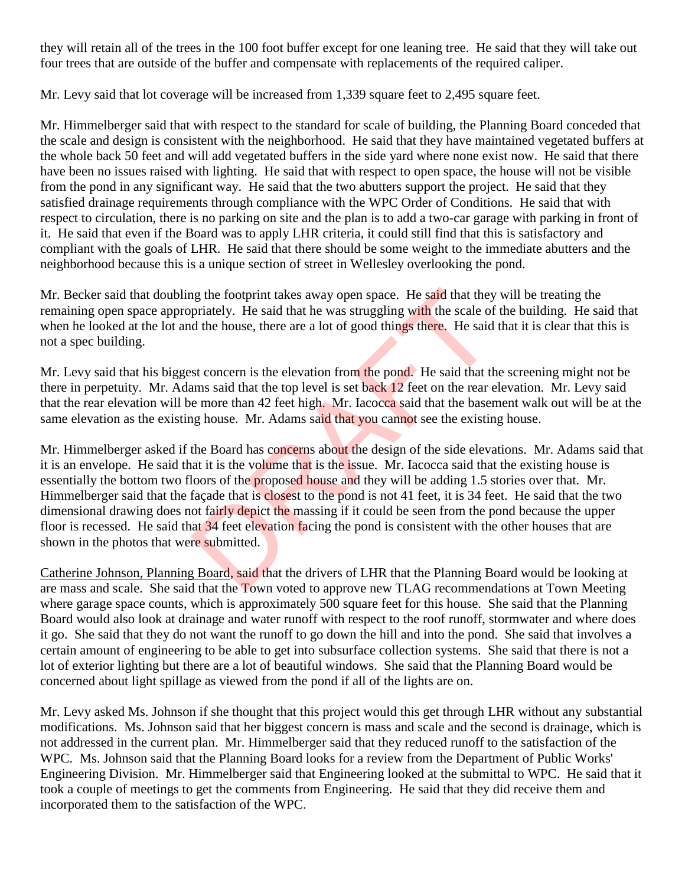they will retain all of the trees in the 100 foot buffer except for one leaning tree. He said that they will take out four trees that are outside of the buffer and compensate with replacements of the required caliper.

Mr. Levy said that lot coverage will be increased from 1,339 square feet to 2,495 square feet.

Mr. Himmelberger said that with respect to the standard for scale of building, the Planning Board conceded that the scale and design is consistent with the neighborhood. He said that they have maintained vegetated buffers at the whole back 50 feet and will add vegetated buffers in the side yard where none exist now. He said that there have been no issues raised with lighting. He said that with respect to open space, the house will not be visible from the pond in any significant way. He said that the two abutters support the project. He said that they satisfied drainage requirements through compliance with the WPC Order of Conditions. He said that with respect to circulation, there is no parking on site and the plan is to add a two-car garage with parking in front of it. He said that even if the Board was to apply LHR criteria, it could still find that this is satisfactory and compliant with the goals of LHR. He said that there should be some weight to the immediate abutters and the neighborhood because this is a unique section of street in Wellesley overlooking the pond.

Mr. Becker said that doubling the footprint takes away open space. He said that they will be treating the remaining open space appropriately. He said that he was struggling with the scale of the building. He said that when he looked at the lot and the house, there are a lot of good things there. He said that it is clear that this is not a spec building.

Mr. Levy said that his biggest concern is the elevation from the pond. He said that the screening might not be there in perpetuity. Mr. Adams said that the top level is set back 12 feet on the rear elevation. Mr. Levy said that the rear elevation will be more than 42 feet high. Mr. Iacocca said that the basement walk out will be at the same elevation as the existing house. Mr. Adams said that you cannot see the existing house.

Mr. Himmelberger asked if the Board has concerns about the design of the side elevations. Mr. Adams said that it is an envelope. He said that it is the volume that is the issue. Mr. Iacocca said that the existing house is essentially the bottom two floors of the proposed house and they will be adding 1.5 stories over that. Mr. Himmelberger said that the façade that is closest to the pond is not 41 feet, it is 34 feet. He said that the two dimensional drawing does not fairly depict the massing if it could be seen from the pond because the upper floor is recessed. He said that 34 feet elevation facing the pond is consistent with the other houses that are shown in the photos that were submitted.

<u>Catherine Johnson, Planning Board</u>, said that the drivers of LHR that the Planning Board would be looking at are mass and scale. She said that the Town voted to approve new TLAG recommendations at Town Meeting where garage space counts, which is approximately 500 square feet for this house. She said that the Planning Board would also look at drainage and water runoff with respect to the roof runoff, stormwater and where does it go. She said that they do not want the runoff to go down the hill and into the pond. She said that involves a certain amount of engineering to be able to get into subsurface collection systems. She said that there is not a lot of exterior lighting but there are a lot of beautiful windows. She said that the Planning Board would be concerned about light spillage as viewed from the pond if all of the lights are on.

Mr. Levy asked Ms. Johnson if she thought that this project would this get through LHR without any substantial modifications. Ms. Johnson said that her biggest concern is mass and scale and the second is drainage, which is not addressed in the current plan. Mr. Himmelberger said that they reduced runoff to the satisfaction of the WPC. Ms. Johnson said that the Planning Board looks for a review from the Department of Public Works' Engineering Division. Mr. Himmelberger said that Engineering looked at the submittal to WPC. He said that it took a couple of meetings to get the comments from Engineering. He said that they did receive them and incorporated them to the satisfaction of the WPC.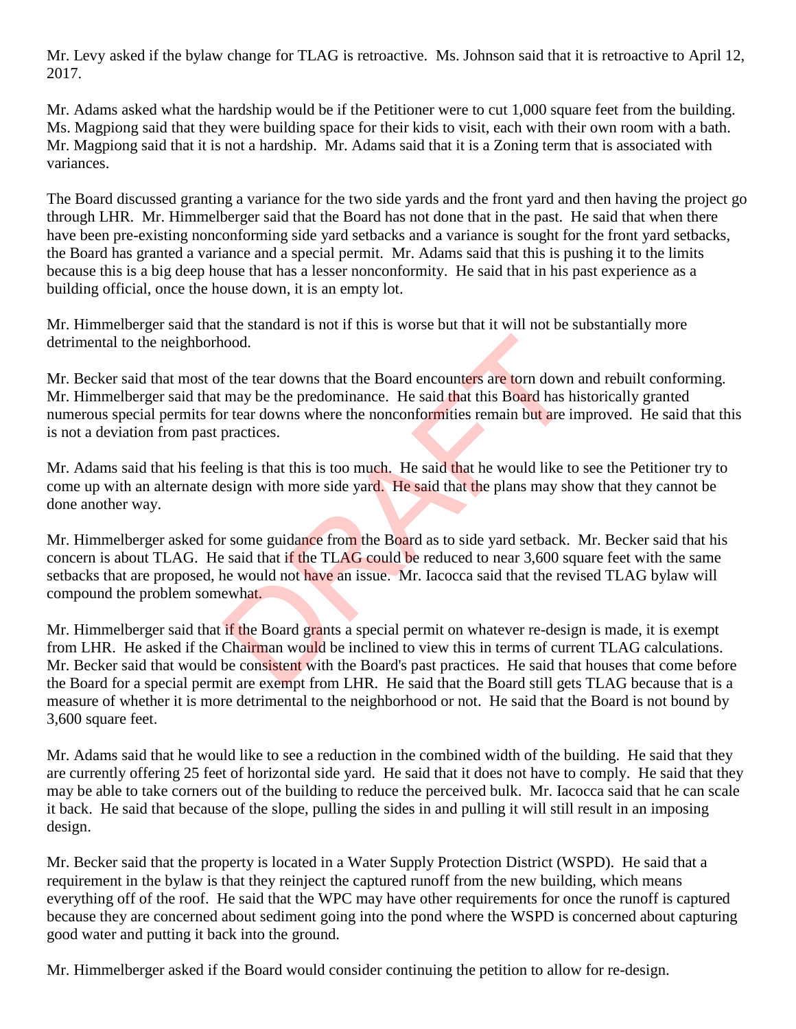Mr. Levy asked if the bylaw change for TLAG is retroactive. Ms. Johnson said that it is retroactive to April 12, 2017.

Mr. Adams asked what the hardship would be if the Petitioner were to cut 1,000 square feet from the building. Ms. Magpiong said that they were building space for their kids to visit, each with their own room with a bath. Mr. Magpiong said that it is not a hardship. Mr. Adams said that it is a Zoning term that is associated with variances.

The Board discussed granting a variance for the two side yards and the front yard and then having the project go through LHR. Mr. Himmelberger said that the Board has not done that in the past. He said that when there have been pre-existing nonconforming side yard setbacks and a variance is sought for the front yard setbacks, the Board has granted a variance and a special permit. Mr. Adams said that this is pushing it to the limits because this is a big deep house that has a lesser nonconformity. He said that in his past experience as a building official, once the house down, it is an empty lot.

Mr. Himmelberger said that the standard is not if this is worse but that it will not be substantially more detrimental to the neighborhood.

Mr. Becker said that most of the tear downs that the Board encounters are torn down and rebuilt conforming. Mr. Himmelberger said that may be the predominance. He said that this Board has historically granted numerous special permits for tear downs where the nonconformities remain but are improved. He said that this is not a deviation from past practices.

Mr. Adams said that his feeling is that this is too much. He said that he would like to see the Petitioner try to come up with an alternate design with more side yard. He said that the plans may show that they cannot be done another way.

Mr. Himmelberger asked for some guidance from the Board as to side yard setback. Mr. Becker said that his concern is about TLAG. He said that if the TLAG could be reduced to near 3,600 square feet with the same setbacks that are proposed, he would not have an issue. Mr. Iacocca said that the revised TLAG bylaw will compound the problem somewhat.

Mr. Himmelberger said that if the Board grants a special permit on whatever re-design is made, it is exempt from LHR. He asked if the Chairman would be inclined to view this in terms of current TLAG calculations. Mr. Becker said that would be consistent with the Board's past practices. He said that houses that come before the Board for a special permit are exempt from LHR. He said that the Board still gets TLAG because that is a measure of whether it is more detrimental to the neighborhood or not. He said that the Board is not bound by 3,600 square feet.

Mr. Adams said that he would like to see a reduction in the combined width of the building. He said that they are currently offering 25 feet of horizontal side yard. He said that it does not have to comply. He said that they may be able to take corners out of the building to reduce the perceived bulk. Mr. Iacocca said that he can scale it back. He said that because of the slope, pulling the sides in and pulling it will still result in an imposing design.

Mr. Becker said that the property is located in a Water Supply Protection District (WSPD). He said that a requirement in the bylaw is that they reinject the captured runoff from the new building, which means everything off of the roof. He said that the WPC may have other requirements for once the runoff is captured because they are concerned about sediment going into the pond where the WSPD is concerned about capturing good water and putting it back into the ground.

Mr. Himmelberger asked if the Board would consider continuing the petition to allow for re-design.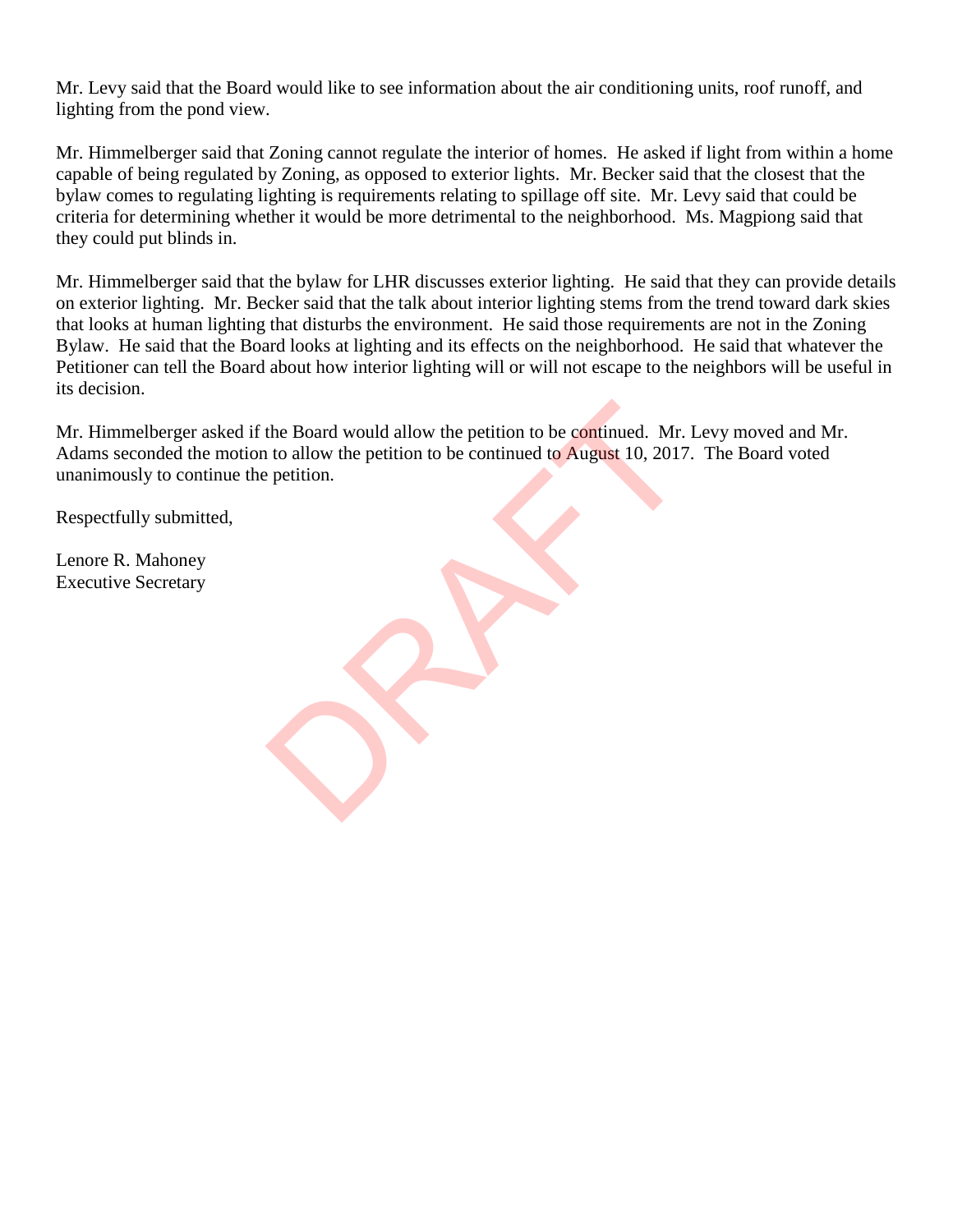Mr. Levy said that the Board would like to see information about the air conditioning units, roof runoff, and lighting from the pond view.

Mr. Himmelberger said that Zoning cannot regulate the interior of homes. He asked if light from within a home capable of being regulated by Zoning, as opposed to exterior lights. Mr. Becker said that the closest that the bylaw comes to regulating lighting is requirements relating to spillage off site. Mr. Levy said that could be criteria for determining whether it would be more detrimental to the neighborhood. Ms. Magpiong said that they could put blinds in.

Mr. Himmelberger said that the bylaw for LHR discusses exterior lighting. He said that they can provide details on exterior lighting. Mr. Becker said that the talk about interior lighting stems from the trend toward dark skies that looks at human lighting that disturbs the environment. He said those requirements are not in the Zoning Bylaw. He said that the Board looks at lighting and its effects on the neighborhood. He said that whatever the Petitioner can tell the Board about how interior lighting will or will not escape to the neighbors will be useful in its decision.

Mr. Himmelberger asked if the Board would allow the petition to be continued. Mr. Levy moved and Mr. Adams seconded the motion to allow the petition to be continued to August 10, 2017. The Board voted unanimously to continue the petition.

Respectfully submitted,

Lenore R. Mahoney
Executive Secretary

DRAFT